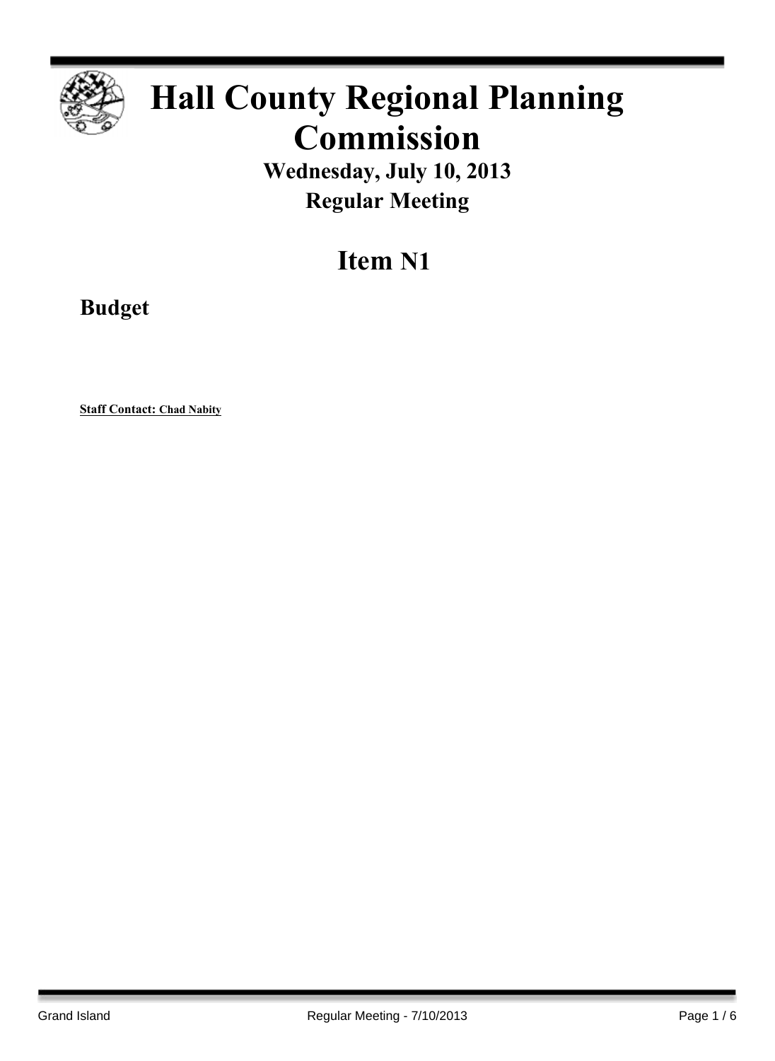# Hall County Regional Planning Commission

## Wednesday, July 10, 2013

## Regular Meeting

# Item N1

## Budget

**Staff Contact: Chad Nabity**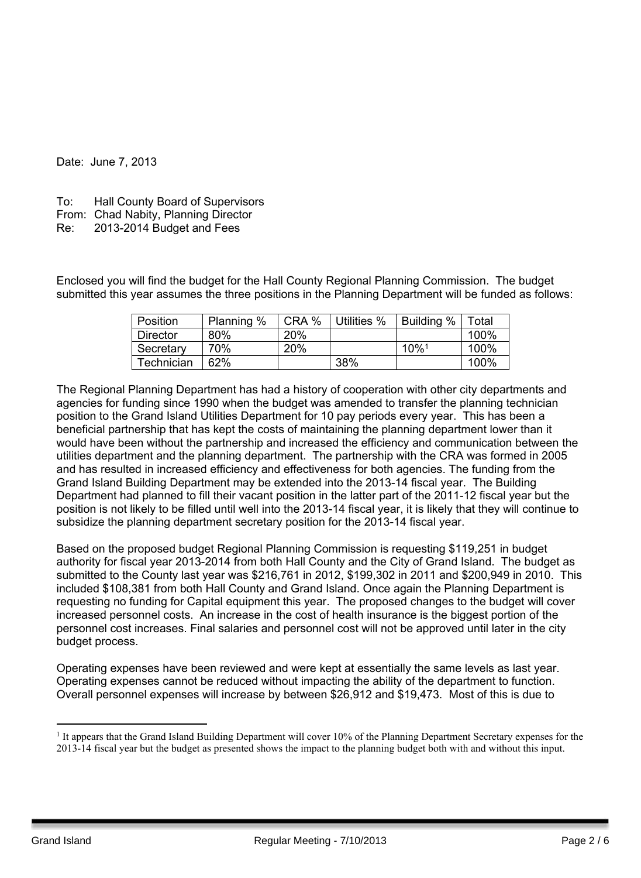Date: June 7, 2013

To: Hall County Board of Supervisors
From: Chad Nabity, Planning Director
Re: 2013-2014 Budget and Fees

Enclosed you will find the budget for the Hall County Regional Planning Commission. The budget submitted this year assumes the three positions in the Planning Department will be funded as follows:

| Position | Planning % | CRA % | Utilities % | Building % | Total |
|---|---|---|---|---|---|
| Director | 80% | 20% | | | 100% |
| Secretary | 70% | 20% | | 10%[1] | 100% |
| Technician | 62% | | 38% | | 100% |

The Regional Planning Department has had a history of cooperation with other city departments and agencies for funding since 1990 when the budget was amended to transfer the planning technician position to the Grand Island Utilities Department for 10 pay periods every year. This has been a beneficial partnership that has kept the costs of maintaining the planning department lower than it would have been without the partnership and increased the efficiency and communication between the utilities department and the planning department. The partnership with the CRA was formed in 2005 and has resulted in increased efficiency and effectiveness for both agencies. The funding from the Grand Island Building Department may be extended into the 2013-14 fiscal year. The Building Department had planned to fill their vacant position in the latter part of the 2011-12 fiscal year but the position is not likely to be filled until well into the 2013-14 fiscal year, it is likely that they will continue to subsidize the planning department secretary position for the 2013-14 fiscal year.

Based on the proposed budget Regional Planning Commission is requesting $119,251 in budget authority for fiscal year 2013-2014 from both Hall County and the City of Grand Island. The budget as submitted to the County last year was $216,761 in 2012, $199,302 in 2011 and $200,949 in 2010. This included $108,381 from both Hall County and Grand Island. Once again the Planning Department is requesting no funding for Capital equipment this year. The proposed changes to the budget will cover increased personnel costs. An increase in the cost of health insurance is the biggest portion of the personnel cost increases. Final salaries and personnel cost will not be approved until later in the city budget process.

Operating expenses have been reviewed and were kept at essentially the same levels as last year. Operating expenses cannot be reduced without impacting the ability of the department to function. Overall personnel expenses will increase by between $26,912 and $19,473. Most of this is due to

[1] It appears that the Grand Island Building Department will cover 10% of the Planning Department Secretary expenses for the 2013-14 fiscal year but the budget as presented shows the impact to the planning budget both with and without this input.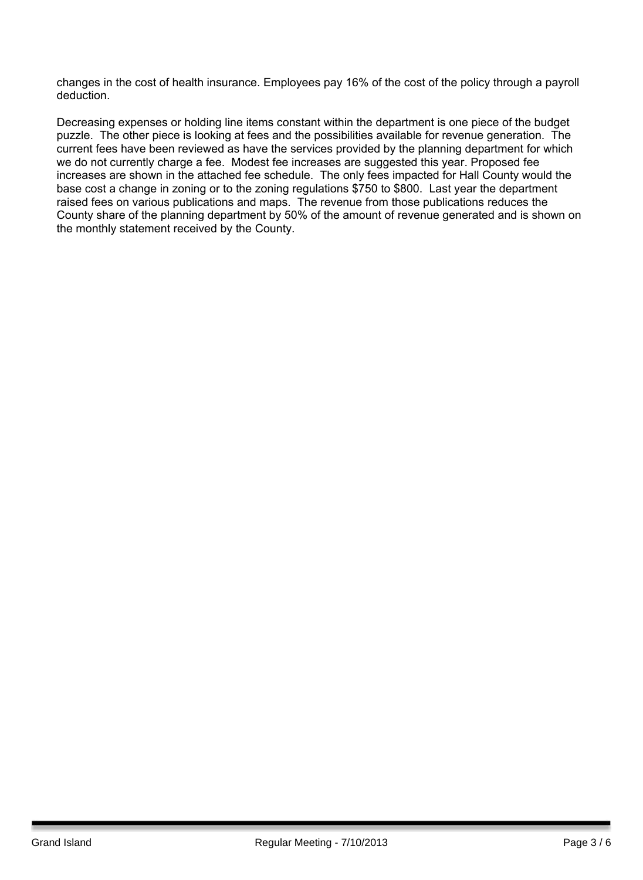changes in the cost of health insurance. Employees pay 16% of the cost of the policy through a payroll deduction.

Decreasing expenses or holding line items constant within the department is one piece of the budget puzzle. The other piece is looking at fees and the possibilities available for revenue generation. The current fees have been reviewed as have the services provided by the planning department for which we do not currently charge a fee. Modest fee increases are suggested this year. Proposed fee increases are shown in the attached fee schedule. The only fees impacted for Hall County would the base cost a change in zoning or to the zoning regulations $750 to $800. Last year the department raised fees on various publications and maps. The revenue from those publications reduces the County share of the planning department by 50% of the amount of revenue generated and is shown on the monthly statement received by the County.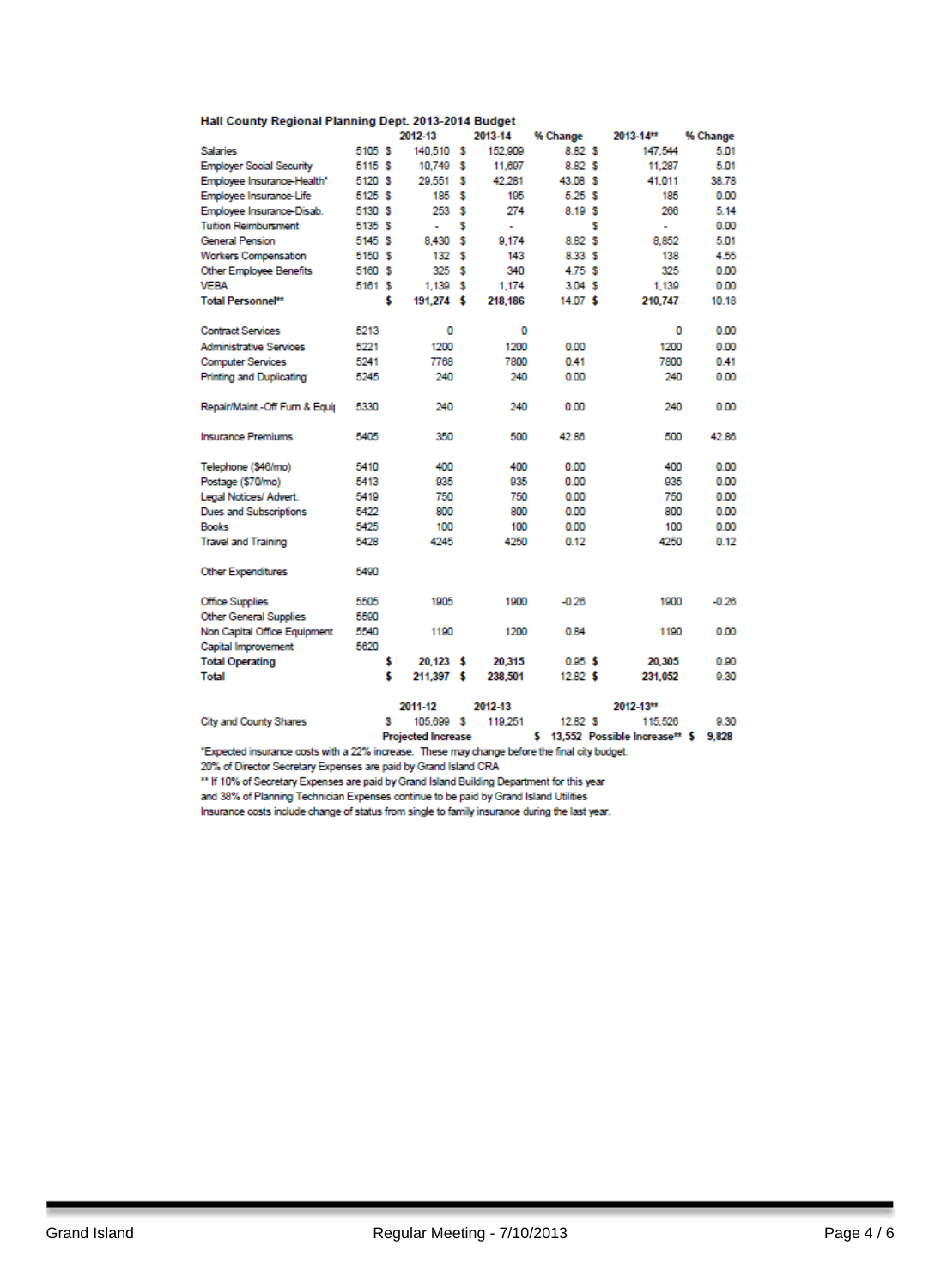**Hall County Regional Planning Dept. 2013-2014 Budget**

| | | 2012-13 | 2013-14 | % Change | 2013-14** | % Change |
|---|---|---|---|---|---|---|
| Salaries | 5105 | $ 140,510 | $ 152,909 | 8.82 | $ 147,544 | 5.01 |
| Employer Social Security | 5115 | $ 10,749 | $ 11,697 | 8.82 | $ 11,287 | 5.01 |
| Employee Insurance-Health* | 5120 | $ 29,551 | $ 42,281 | 43.08 | $ 41,011 | 38.78 |
| Employee Insurance-Life | 5125 | $ 185 | $ 195 | 5.25 | $ 185 | 0.00 |
| Employee Insurance-Disab. | 5130 | $ 253 | $ 274 | 8.19 | $ 266 | 5.14 |
| Tuition Reimbursment | 5135 | $ - | $ - | | $ - | 0.00 |
| General Pension | 5145 | $ 8,430 | $ 9,174 | 8.82 | $ 8,852 | 5.01 |
| Workers Compensation | 5150 | $ 132 | $ 143 | 8.33 | $ 138 | 4.55 |
| Other Employee Benefits | 5160 | $ 325 | $ 340 | 4.75 | $ 325 | 0.00 |
| VEBA | 5161 | $ 1,139 | $ 1,174 | 3.04 | $ 1,139 | 0.00 |
| **Total Personnel**** | | **$ 191,274** | **$ 218,186** | 14.07 | **$ 210,747** | 10.18 |
| Contract Services | 5213 | 0 | 0 | | 0 | 0.00 |
| Administrative Services | 5221 | 1200 | 1200 | 0.00 | 1200 | 0.00 |
| Computer Services | 5241 | 7768 | 7800 | 0.41 | 7800 | 0.41 |
| Printing and Duplicating | 5245 | 240 | 240 | 0.00 | 240 | 0.00 |
| Repair/Maint.-Off Furn & Equi | 5330 | 240 | 240 | 0.00 | 240 | 0.00 |
| Insurance Premiums | 5405 | 350 | 500 | 42.86 | 500 | 42.86 |
| Telephone ($46/mo) | 5410 | 400 | 400 | 0.00 | 400 | 0.00 |
| Postage ($70/mo) | 5413 | 935 | 935 | 0.00 | 935 | 0.00 |
| Legal Notices/ Advert. | 5419 | 750 | 750 | 0.00 | 750 | 0.00 |
| Dues and Subscriptions | 5422 | 800 | 800 | 0.00 | 800 | 0.00 |
| Books | 5425 | 100 | 100 | 0.00 | 100 | 0.00 |
| Travel and Training | 5428 | 4245 | 4250 | 0.12 | 4250 | 0.12 |
| Other Expenditures | 5490 | | | | | |
| Office Supplies | 5505 | 1905 | 1900 | -0.26 | 1900 | -0.26 |
| Other General Supplies | 5590 | | | | | |
| Non Capital Office Equipment | 5540 | 1190 | 1200 | 0.84 | 1190 | 0.00 |
| Capital Improvement | 5620 | | | | | |
| **Total Operating** | | **$ 20,123** | **$ 20,315** | 0.95 | **$ 20,305** | 0.90 |
| **Total** | | **$ 211,397** | **$ 238,501** | 12.82 | **$ 231,052** | 9.30 |

| | 2011-12 | 2012-13 | | 2012-13** | |
|---|---|---|---|---|---|
| City and County Shares | $ 105,699 | $ 119,251 | 12.82 | $ 115,526 | 9.30 |
| | **Projected Increase** | | **$ 13,552** | **Possible Increase**** | **$ 9,828** |

*Expected insurance costs with a 22% increase. These may change before the final city budget.

20% of Director Secretary Expenses are paid by Grand Island CRA

** If 10% of Secretary Expenses are paid by Grand Island Building Department for this year and 38% of Planning Technician Expenses continue to be paid by Grand Island Utilities

Insurance costs include change of status from single to family insurance during the last year.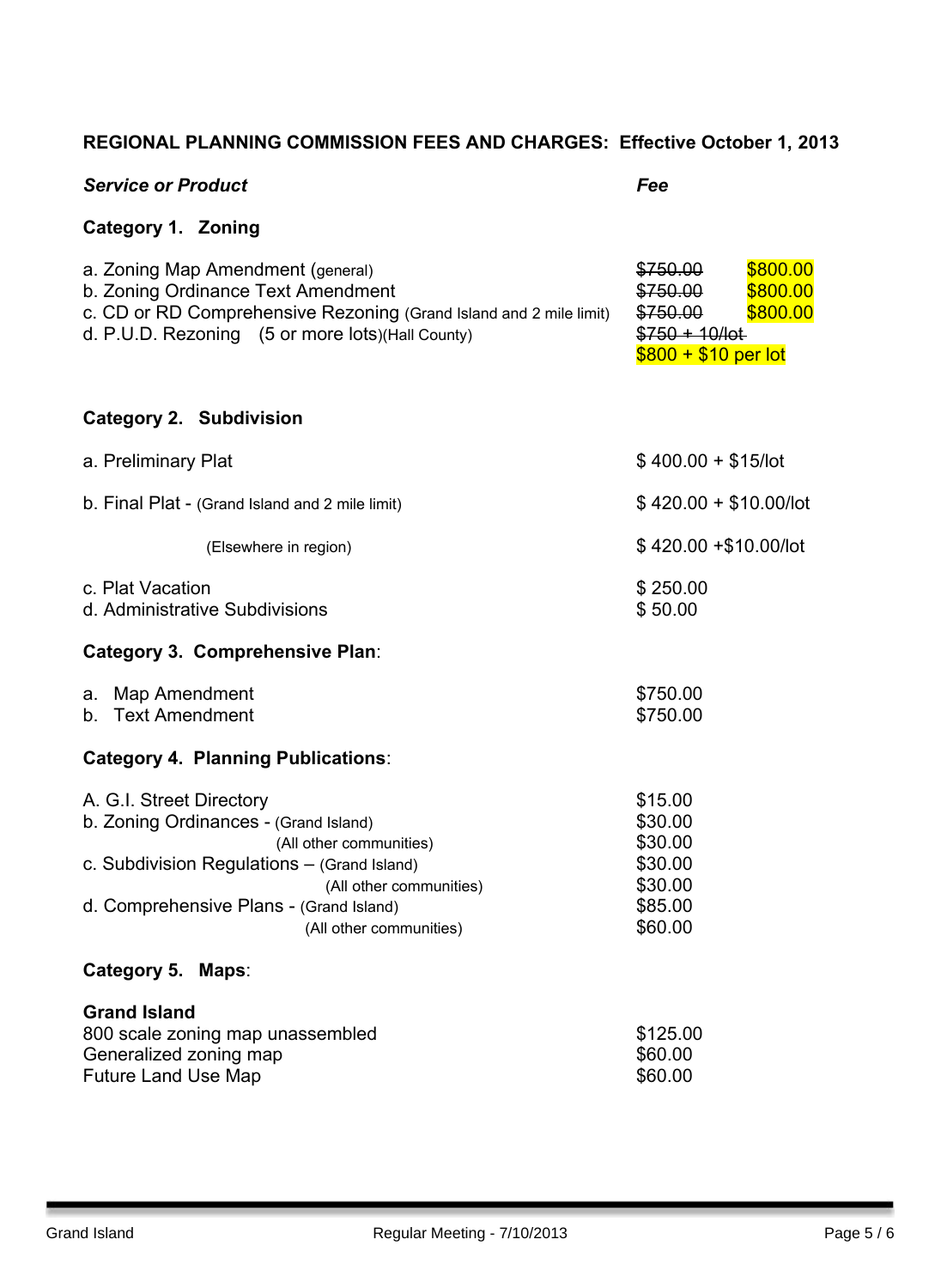**REGIONAL PLANNING COMMISSION FEES AND CHARGES: Effective October 1, 2013**

| ***Service or Product*** | ***Fee*** | |
|---|---|---|
| **Category 1. Zoning** | | |
| a. Zoning Map Amendment (general) | ~~$750.00~~ | $800.00 |
| b. Zoning Ordinance Text Amendment | ~~$750.00~~ | $800.00 |
| c. CD or RD Comprehensive Rezoning (Grand Island and 2 mile limit) | ~~$750.00~~ | $800.00 |
| d. P.U.D. Rezoning (5 or more lots)(Hall County) | ~~$750 + 10/lot~~ $800 + $10 per lot | |
| **Category 2. Subdivision** | | |
| a. Preliminary Plat | $ 400.00 + $15/lot | |
| b. Final Plat - (Grand Island and 2 mile limit) | $ 420.00 + $10.00/lot | |
| (Elsewhere in region) | $ 420.00 +$10.00/lot | |
| c. Plat Vacation | $ 250.00 | |
| d. Administrative Subdivisions | $ 50.00 | |
| **Category 3. Comprehensive Plan**: | | |
| a. Map Amendment | $750.00 | |
| b. Text Amendment | $750.00 | |
| **Category 4. Planning Publications**: | | |
| A. G.I. Street Directory | $15.00 | |
| b. Zoning Ordinances - (Grand Island) | $30.00 | |
| (All other communities) | $30.00 | |
| c. Subdivision Regulations – (Grand Island) | $30.00 | |
| (All other communities) | $30.00 | |
| d. Comprehensive Plans - (Grand Island) | $85.00 | |
| (All other communities) | $60.00 | |
| **Category 5. Maps**: | | |
| **Grand Island** | | |
| 800 scale zoning map unassembled | $125.00 | |
| Generalized zoning map | $60.00 | |
| Future Land Use Map | $60.00 | |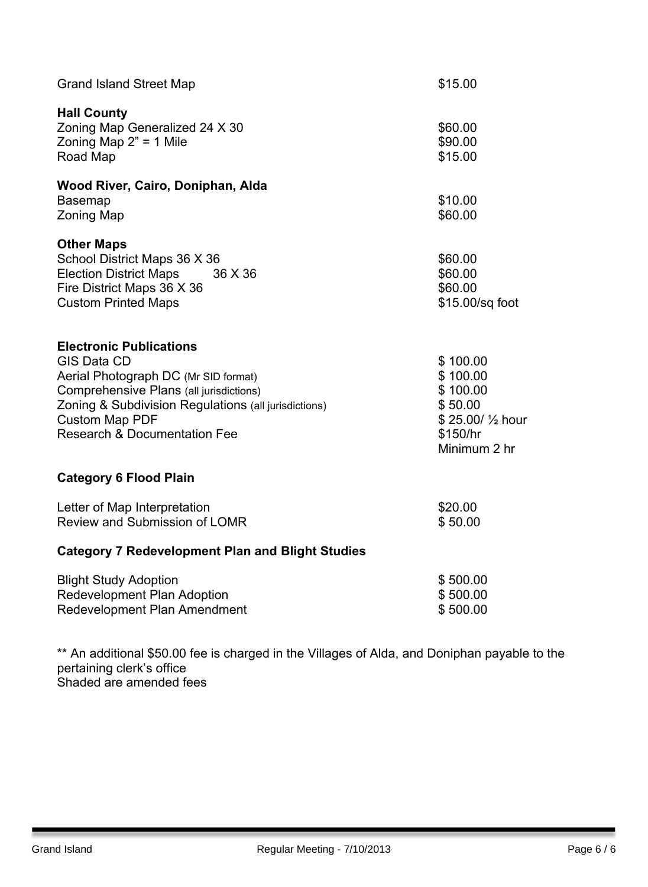| | |
|---|---|
| Grand Island Street Map | $15.00 |
| **Hall County** | |
| Zoning Map Generalized 24 X 30 | $60.00 |
| Zoning Map 2" = 1 Mile | $90.00 |
| Road Map | $15.00 |
| **Wood River, Cairo, Doniphan, Alda** | |
| Basemap | $10.00 |
| Zoning Map | $60.00 |
| **Other Maps** | |
| School District Maps 36 X 36 | $60.00 |
| Election District Maps 36 X 36 | $60.00 |
| Fire District Maps 36 X 36 | $60.00 |
| Custom Printed Maps | $15.00/sq foot |
| **Electronic Publications** | |
| GIS Data CD | $ 100.00 |
| Aerial Photograph DC (Mr SID format) | $ 100.00 |
| Comprehensive Plans (all jurisdictions) | $ 100.00 |
| Zoning & Subdivision Regulations (all jurisdictions) | $ 50.00 |
| Custom Map PDF | $ 25.00/ ½ hour |
| Research & Documentation Fee | $150/hr Minimum 2 hr |

**Category 6 Flood Plain**

| | |
|---|---|
| Letter of Map Interpretation | $20.00 |
| Review and Submission of LOMR | $ 50.00 |

**Category 7 Redevelopment Plan and Blight Studies**

| | |
|---|---|
| Blight Study Adoption | $ 500.00 |
| Redevelopment Plan Adoption | $ 500.00 |
| Redevelopment Plan Amendment | $ 500.00 |

** An additional $50.00 fee is charged in the Villages of Alda, and Doniphan payable to the pertaining clerk's office
Shaded are amended fees